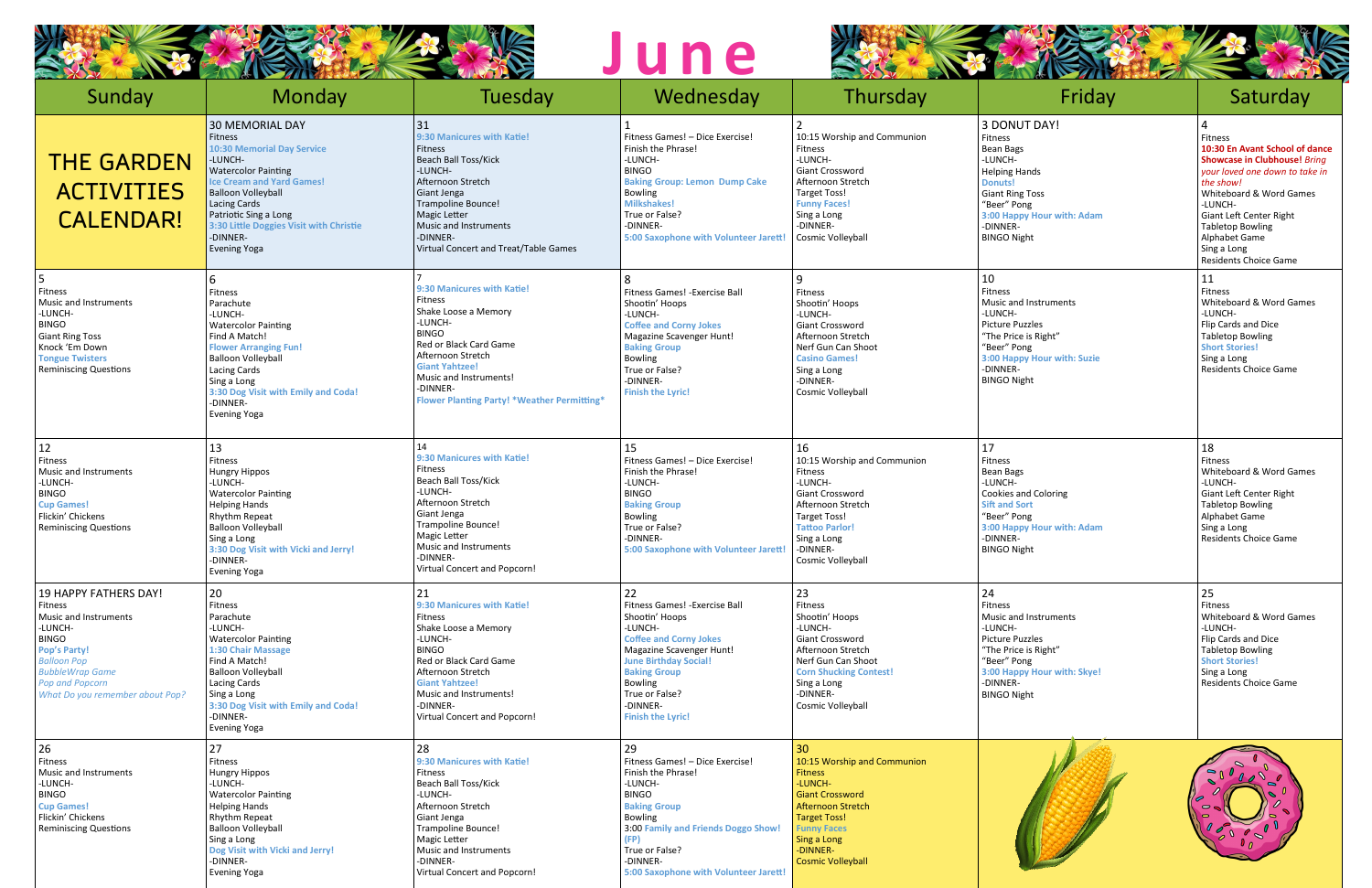# June

| Sunday | Monday | Tuesday | Wednesday | Thursday | Friday | Saturday |
| --- | --- | --- | --- | --- | --- | --- |
| THE GARDEN ACTIVITIES CALENDAR! | 30 MEMORIAL DAY<br>Fitness<br>10:30 Memorial Day Service<br>-LUNCH-<br>Watercolor Painting<br>Ice Cream and Yard Games!<br>Balloon Volleyball<br>Lacing Cards<br>Patriotic Sing a Long<br>3:30 Little Doggies Visit with Christie<br>-DINNER-<br>Evening Yoga | 31<br>9:30 Manicures with Katie!<br>Fitness<br>Beach Ball Toss/Kick<br>-LUNCH-<br>Afternoon Stretch<br>Giant Jenga<br>Trampoline Bounce!<br>Magic Letter<br>Music and Instruments<br>-DINNER-<br>Virtual Concert and Treat/Table Games | 1<br>Fitness Games! – Dice Exercise!<br>Finish the Phrase!<br>-LUNCH-<br>BINGO<br>Baking Group: Lemon Dump Cake<br>Bowling<br>Milkshakes!<br>True or False?<br>-DINNER-<br>5:00 Saxophone with Volunteer Jarett! | 2<br>10:15 Worship and Communion<br>Fitness<br>-LUNCH-<br>Giant Crossword<br>Afternoon Stretch<br>Target Toss!<br>Funny Faces!<br>Sing a Long<br>-DINNER-<br>Cosmic Volleyball | 3 DONUT DAY!<br>Fitness<br>Bean Bags<br>-LUNCH-<br>Helping Hands<br>Donuts!<br>Giant Ring Toss<br>"Beer" Pong<br>3:00 Happy Hour with: Adam<br>-DINNER-<br>BINGO Night | 4<br>Fitness<br>**10:30 En Avant School of dance Showcase in Clubhouse!** *Bring your loved one down to take in the show!*<br>Whiteboard & Word Games<br>-LUNCH-<br>Giant Left Center Right<br>Tabletop Bowling<br>Alphabet Game<br>Sing a Long<br>Residents Choice Game |
| 5<br>Fitness<br>Music and Instruments<br>-LUNCH-<br>BINGO<br>Giant Ring Toss<br>Knock 'Em Down<br>Tongue Twisters<br>Reminiscing Questions | 6<br>Fitness<br>Parachute<br>-LUNCH-<br>Watercolor Painting<br>Find A Match!<br>Flower Arranging Fun!<br>Balloon Volleyball<br>Lacing Cards<br>Sing a Long<br>3:30 Dog Visit with Emily and Coda!<br>-DINNER-<br>Evening Yoga | 7<br>9:30 Manicures with Katie!<br>Fitness<br>Shake Loose a Memory<br>-LUNCH-<br>BINGO<br>Red or Black Card Game<br>Afternoon Stretch<br>Giant Yahtzee!<br>Music and Instruments!<br>-DINNER-<br>Flower Planting Party! *Weather Permitting* | 8<br>Fitness Games! -Exercise Ball<br>Shootin' Hoops<br>-LUNCH-<br>Coffee and Corny Jokes<br>Magazine Scavenger Hunt!<br>Baking Group<br>Bowling<br>True or False?<br>-DINNER-<br>Finish the Lyric! | 9<br>Fitness<br>Shootin' Hoops<br>-LUNCH-<br>Giant Crossword<br>Afternoon Stretch<br>Nerf Gun Can Shoot<br>Casino Games!<br>Sing a Long<br>-DINNER-<br>Cosmic Volleyball | 10<br>Fitness<br>Music and Instruments<br>-LUNCH-<br>Picture Puzzles<br>"The Price is Right"<br>"Beer" Pong<br>3:00 Happy Hour with: Suzie<br>-DINNER-<br>BINGO Night | 11<br>Fitness<br>Whiteboard & Word Games<br>-LUNCH-<br>Flip Cards and Dice<br>Tabletop Bowling<br>Short Stories!<br>Sing a Long<br>Residents Choice Game |
| 12<br>Fitness<br>Music and Instruments<br>-LUNCH-<br>BINGO<br>Cup Games!<br>Flickin' Chickens<br>Reminiscing Questions | 13<br>Fitness<br>Hungry Hippos<br>-LUNCH-<br>Watercolor Painting<br>Helping Hands<br>Rhythm Repeat<br>Balloon Volleyball<br>Sing a Long<br>3:30 Dog Visit with Vicki and Jerry!<br>-DINNER-<br>Evening Yoga | 14<br>9:30 Manicures with Katie!<br>Fitness<br>Beach Ball Toss/Kick<br>-LUNCH-<br>Afternoon Stretch<br>Giant Jenga<br>Trampoline Bounce!<br>Magic Letter<br>Music and Instruments<br>-DINNER-<br>Virtual Concert and Popcorn! | 15<br>Fitness Games! – Dice Exercise!<br>Finish the Phrase!<br>-LUNCH-<br>BINGO<br>Baking Group<br>Bowling<br>True or False?<br>-DINNER-<br>5:00 Saxophone with Volunteer Jarett! | 16<br>10:15 Worship and Communion<br>Fitness<br>-LUNCH-<br>Giant Crossword<br>Afternoon Stretch<br>Target Toss!<br>Tattoo Parlor!<br>Sing a Long<br>-DINNER-<br>Cosmic Volleyball | 17<br>Fitness<br>Bean Bags<br>-LUNCH-<br>Cookies and Coloring<br>Sift and Sort<br>"Beer" Pong<br>3:00 Happy Hour with: Adam<br>-DINNER-<br>BINGO Night | 18<br>Fitness<br>Whiteboard & Word Games<br>-LUNCH-<br>Giant Left Center Right<br>Tabletop Bowling<br>Alphabet Game<br>Sing a Long<br>Residents Choice Game |
| 19 HAPPY FATHERS DAY!<br>Fitness<br>Music and Instruments<br>-LUNCH-<br>BINGO<br>Pop's Party!<br>*Balloon Pop*<br>*BubbleWrap Game*<br>*Pop and Popcorn*<br>*What Do you remember about Pop?* | 20<br>Fitness<br>Parachute<br>-LUNCH-<br>Watercolor Painting<br>1:30 Chair Massage<br>Find A Match!<br>Balloon Volleyball<br>Lacing Cards<br>Sing a Long<br>3:30 Dog Visit with Emily and Coda!<br>-DINNER-<br>Evening Yoga | 21<br>9:30 Manicures with Katie!<br>Fitness<br>Shake Loose a Memory<br>-LUNCH-<br>BINGO<br>Red or Black Card Game<br>Afternoon Stretch<br>Giant Yahtzee!<br>Music and Instruments!<br>-DINNER-<br>Virtual Concert and Popcorn! | 22<br>Fitness Games! -Exercise Ball<br>Shootin' Hoops<br>-LUNCH-<br>Coffee and Corny Jokes<br>Magazine Scavenger Hunt!<br>June Birthday Social!<br>Baking Group<br>Bowling<br>True or False?<br>-DINNER-<br>Finish the Lyric! | 23<br>Fitness<br>Shootin' Hoops<br>-LUNCH-<br>Giant Crossword<br>Afternoon Stretch<br>Nerf Gun Can Shoot<br>Corn Shucking Contest!<br>Sing a Long<br>-DINNER-<br>Cosmic Volleyball | 24<br>Fitness<br>Music and Instruments<br>-LUNCH-<br>Picture Puzzles<br>"The Price is Right"<br>"Beer" Pong<br>3:00 Happy Hour with: Skye!<br>-DINNER-<br>BINGO Night | 25<br>Fitness<br>Whiteboard & Word Games<br>-LUNCH-<br>Flip Cards and Dice<br>Tabletop Bowling<br>Short Stories!<br>Sing a Long<br>Residents Choice Game |
| 26<br>Fitness<br>Music and Instruments<br>-LUNCH-<br>BINGO<br>Cup Games!<br>Flickin' Chickens<br>Reminiscing Questions | 27<br>Fitness<br>Hungry Hippos<br>-LUNCH-<br>Watercolor Painting<br>Helping Hands<br>Rhythm Repeat<br>Balloon Volleyball<br>Sing a Long<br>Dog Visit with Vicki and Jerry!<br>-DINNER-<br>Evening Yoga | 28<br>9:30 Manicures with Katie!<br>Fitness<br>Beach Ball Toss/Kick<br>-LUNCH-<br>Afternoon Stretch<br>Giant Jenga<br>Trampoline Bounce!<br>Magic Letter<br>Music and Instruments<br>-DINNER-<br>Virtual Concert and Popcorn! | 29<br>Fitness Games! – Dice Exercise!<br>Finish the Phrase!<br>-LUNCH-<br>BINGO<br>Baking Group<br>Bowling<br>3:00 Family and Friends Doggo Show! (FP)<br>True or False?<br>-DINNER-<br>5:00 Saxophone with Volunteer Jarett! | 30<br>10:15 Worship and Communion<br>Fitness<br>-LUNCH-<br>Giant Crossword<br>Afternoon Stretch<br>Target Toss!<br>Funny Faces<br>Sing a Long<br>-DINNER-<br>Cosmic Volleyball | | |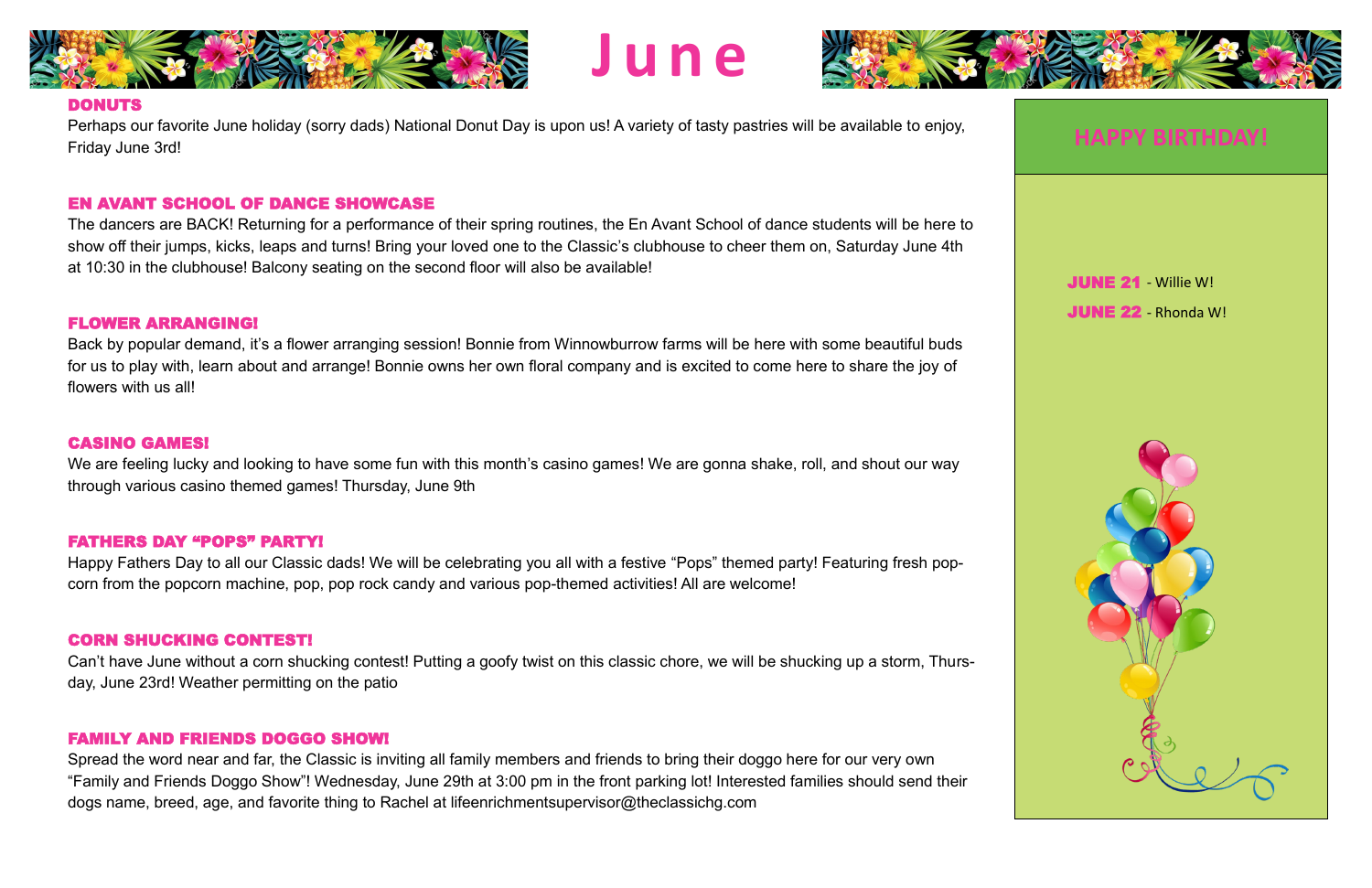# June

## DONUTS

Perhaps our favorite June holiday (sorry dads) National Donut Day is upon us! A variety of tasty pastries will be available to enjoy, Friday June 3rd!

## EN AVANT SCHOOL OF DANCE SHOWCASE

The dancers are BACK! Returning for a performance of their spring routines, the En Avant School of dance students will be here to show off their jumps, kicks, leaps and turns! Bring your loved one to the Classic's clubhouse to cheer them on, Saturday June 4th at 10:30 in the clubhouse! Balcony seating on the second floor will also be available!

## FLOWER ARRANGING!

Back by popular demand, it's a flower arranging session! Bonnie from Winnowburrow farms will be here with some beautiful buds for us to play with, learn about and arrange! Bonnie owns her own floral company and is excited to come here to share the joy of flowers with us all!

## CASINO GAMES!

We are feeling lucky and looking to have some fun with this month's casino games! We are gonna shake, roll, and shout our way through various casino themed games! Thursday, June 9th

## FATHERS DAY "POPS" PARTY!

Happy Fathers Day to all our Classic dads! We will be celebrating you all with a festive "Pops" themed party! Featuring fresh popcorn from the popcorn machine, pop, pop rock candy and various pop-themed activities! All are welcome!

## CORN SHUCKING CONTEST!

Can't have June without a corn shucking contest! Putting a goofy twist on this classic chore, we will be shucking up a storm, Thursday, June 23rd! Weather permitting on the patio

## FAMILY AND FRIENDS DOGGO SHOW!

Spread the word near and far, the Classic is inviting all family members and friends to bring their doggo here for our very own "Family and Friends Doggo Show"! Wednesday, June 29th at 3:00 pm in the front parking lot! Interested families should send their dogs name, breed, age, and favorite thing to Rachel at lifeenrichmentsupervisor@theclassichg.com

## HAPPY BIRTHDAY!

**JUNE 21** - Willie W!

**JUNE 22** - Rhonda W!